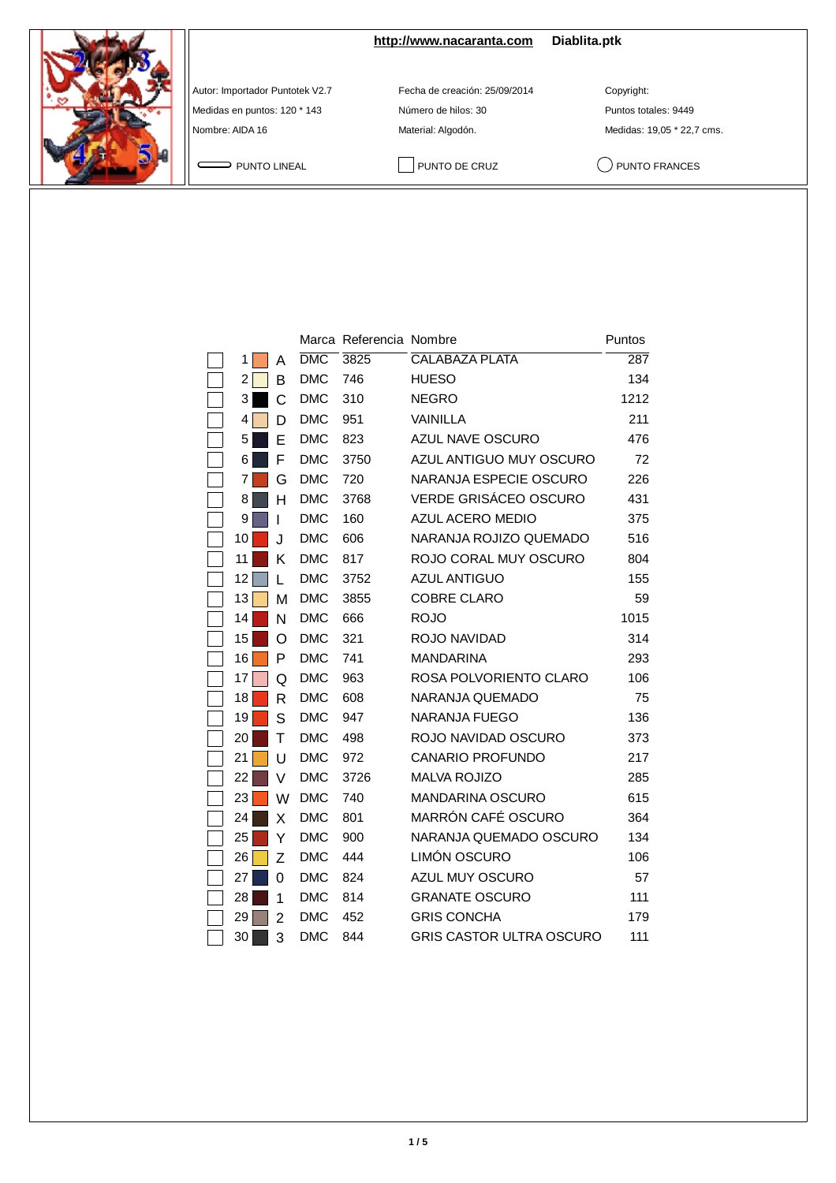**http://www.nacaranta.com** **Diablita.ptk**

Autor: Importador Puntotek V2.7

Medidas en puntos: 120 * 143

Nombre: AIDA 16

Fecha de creación: 25/09/2014

Número de hilos: 30

Material: Algodón.

Copyright:

Puntos totales: 9449

Medidas: 19,05 * 22,7 cms.

PUNTO LINEAL PUNTO DE CRUZ PUNTO FRANCES

| | | | Marca | Referencia | Nombre | Puntos |
|---|---|---|---|---|---|---|
| ☐ | 1 | A | DMC | 3825 | CALABAZA PLATA | 287 |
| ☐ | 2 | B | DMC | 746 | HUESO | 134 |
| ☐ | 3 | C | DMC | 310 | NEGRO | 1212 |
| ☐ | 4 | D | DMC | 951 | VAINILLA | 211 |
| ☐ | 5 | E | DMC | 823 | AZUL NAVE OSCURO | 476 |
| ☐ | 6 | F | DMC | 3750 | AZUL ANTIGUO MUY OSCURO | 72 |
| ☐ | 7 | G | DMC | 720 | NARANJA ESPECIE OSCURO | 226 |
| ☐ | 8 | H | DMC | 3768 | VERDE GRISÁCEO OSCURO | 431 |
| ☐ | 9 | I | DMC | 160 | AZUL ACERO MEDIO | 375 |
| ☐ | 10 | J | DMC | 606 | NARANJA ROJIZO QUEMADO | 516 |
| ☐ | 11 | K | DMC | 817 | ROJO CORAL MUY OSCURO | 804 |
| ☐ | 12 | L | DMC | 3752 | AZUL ANTIGUO | 155 |
| ☐ | 13 | M | DMC | 3855 | COBRE CLARO | 59 |
| ☐ | 14 | N | DMC | 666 | ROJO | 1015 |
| ☐ | 15 | O | DMC | 321 | ROJO NAVIDAD | 314 |
| ☐ | 16 | P | DMC | 741 | MANDARINA | 293 |
| ☐ | 17 | Q | DMC | 963 | ROSA POLVORIENTO CLARO | 106 |
| ☐ | 18 | R | DMC | 608 | NARANJA QUEMADO | 75 |
| ☐ | 19 | S | DMC | 947 | NARANJA FUEGO | 136 |
| ☐ | 20 | T | DMC | 498 | ROJO NAVIDAD OSCURO | 373 |
| ☐ | 21 | U | DMC | 972 | CANARIO PROFUNDO | 217 |
| ☐ | 22 | V | DMC | 3726 | MALVA ROJIZO | 285 |
| ☐ | 23 | W | DMC | 740 | MANDARINA OSCURO | 615 |
| ☐ | 24 | X | DMC | 801 | MARRÓN CAFÉ OSCURO | 364 |
| ☐ | 25 | Y | DMC | 900 | NARANJA QUEMADO OSCURO | 134 |
| ☐ | 26 | Z | DMC | 444 | LIMÓN OSCURO | 106 |
| ☐ | 27 | 0 | DMC | 824 | AZUL MUY OSCURO | 57 |
| ☐ | 28 | 1 | DMC | 814 | GRANATE OSCURO | 111 |
| ☐ | 29 | 2 | DMC | 452 | GRIS CONCHA | 179 |
| ☐ | 30 | 3 | DMC | 844 | GRIS CASTOR ULTRA OSCURO | 111 |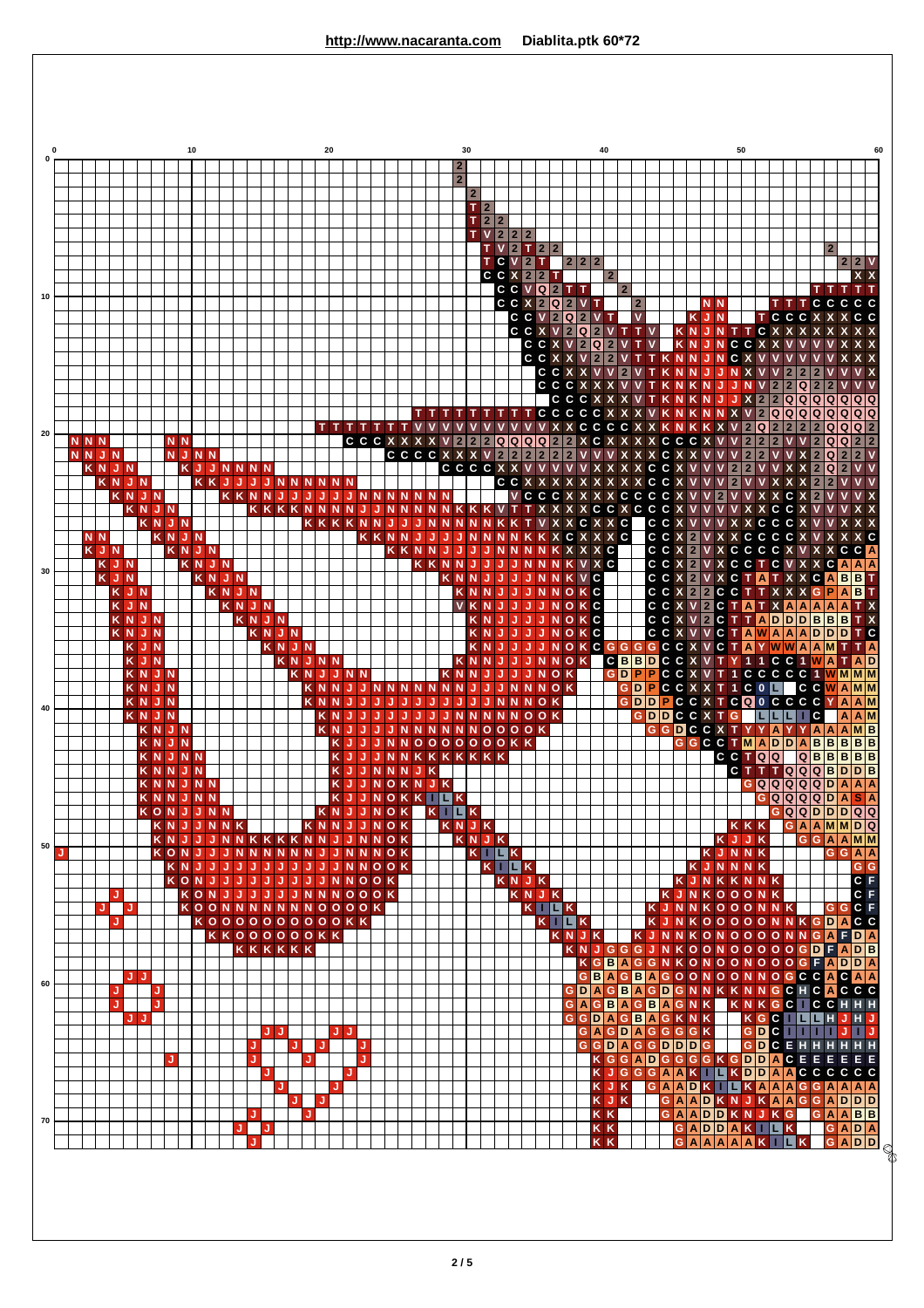**http://www.nacaranta.com** **Diablita.ptk 60*72**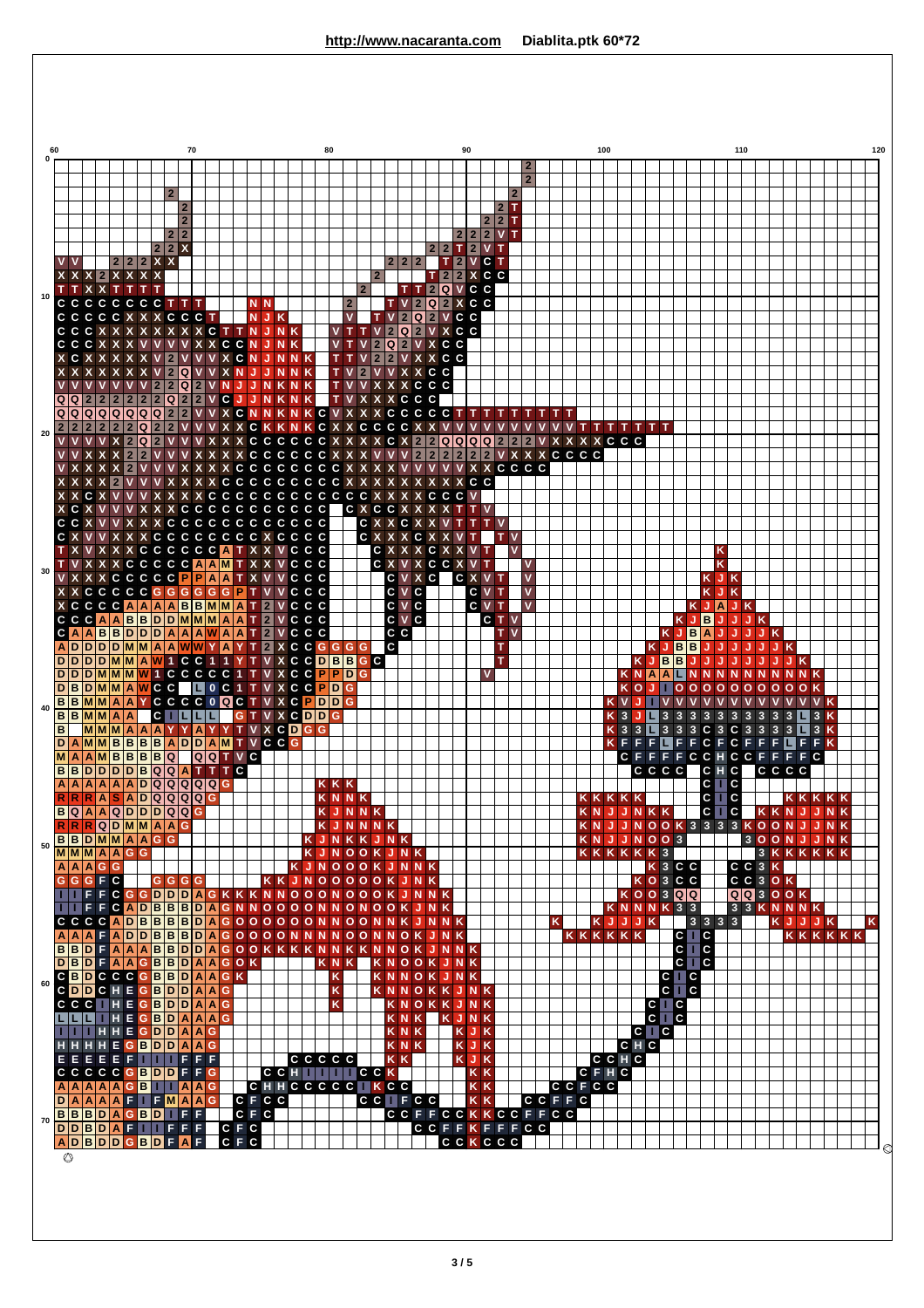**http://www.nacaranta.com** **Diablita.ptk 60*72**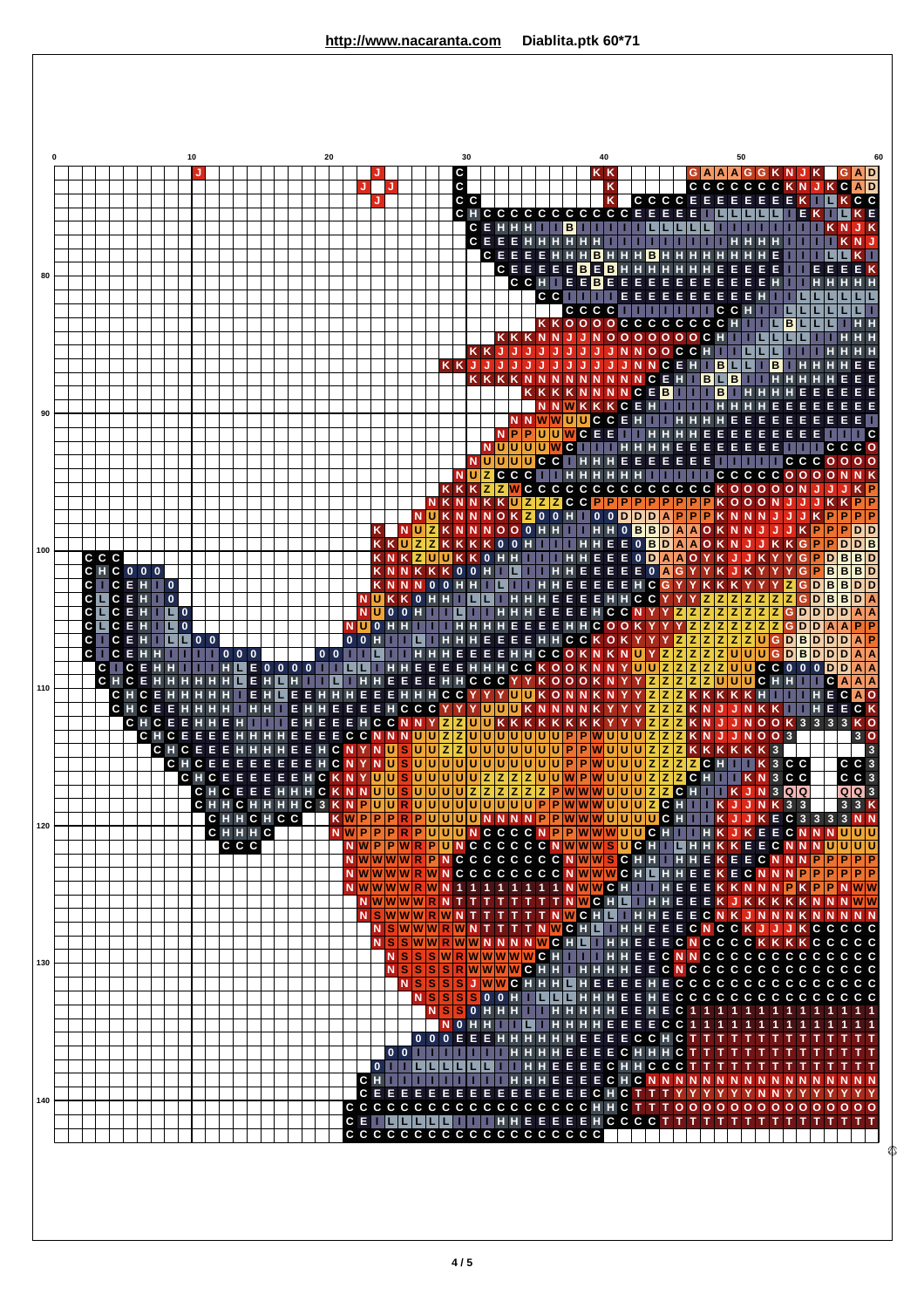**http://www.nacaranta.com** **Diablita.ptk 60*71**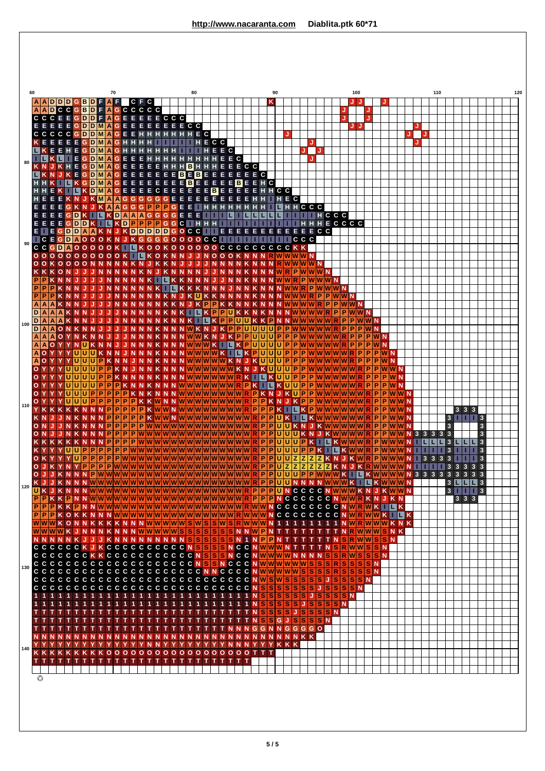**http://www.nacaranta.com** **Diablita.ptk 60*71**

60 70 80 90 100 110 120

80

90

100

110

120

130

140

©